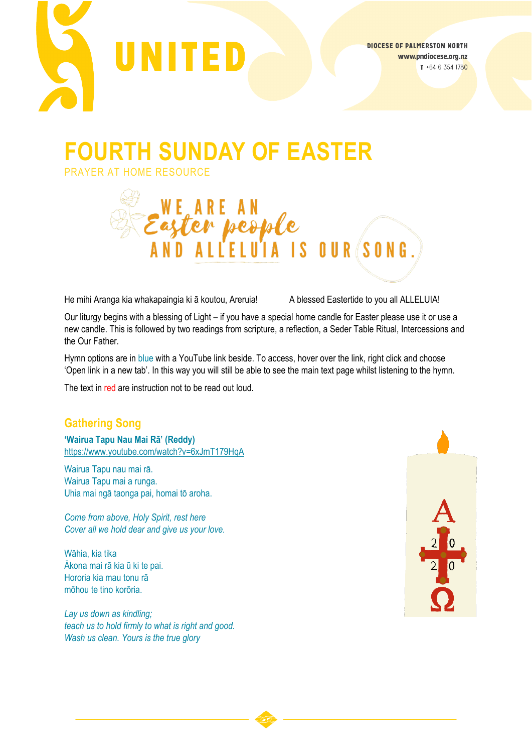UNITED

DIOCESE OF PALMERSTON NORTH
www.pndiocese.org.nz
T +64 6 354 1780

# FOURTH SUNDAY OF EASTER

PRAYER AT HOME RESOURCE

WE ARE AN *Easter people* AND ALLELUIA IS OUR SONG.

He mihi Aranga kia whakapaingia ki ā koutou, Areruia!

A blessed Eastertide to you all ALLELUIA!

Our liturgy begins with a blessing of Light – if you have a special home candle for Easter please use it or use a new candle. This is followed by two readings from scripture, a reflection, a Seder Table Ritual, Intercessions and the Our Father.

Hymn options are in blue with a YouTube link beside. To access, hover over the link, right click and choose 'Open link in a new tab'. In this way you will still be able to see the main text page whilst listening to the hymn.

The text in red are instruction not to be read out loud.

## Gathering Song

**'Wairua Tapu Nau Mai Rā' (Reddy)**
https://www.youtube.com/watch?v=6xJmT179HqA

Wairua Tapu nau mai rā.
Wairua Tapu mai a runga.
Uhia mai ngā taonga pai, homai tō aroha.

*Come from above, Holy Spirit, rest here*
*Cover all we hold dear and give us your love.*

Wāhia, kia tika
Ākona mai rā kia ū ki te pai.
Hororia kia mau tonu rā
mōhou te tino korōria.

*Lay us down as kindling;*
*teach us to hold firmly to what is right and good.*
*Wash us clean. Yours is the true glory*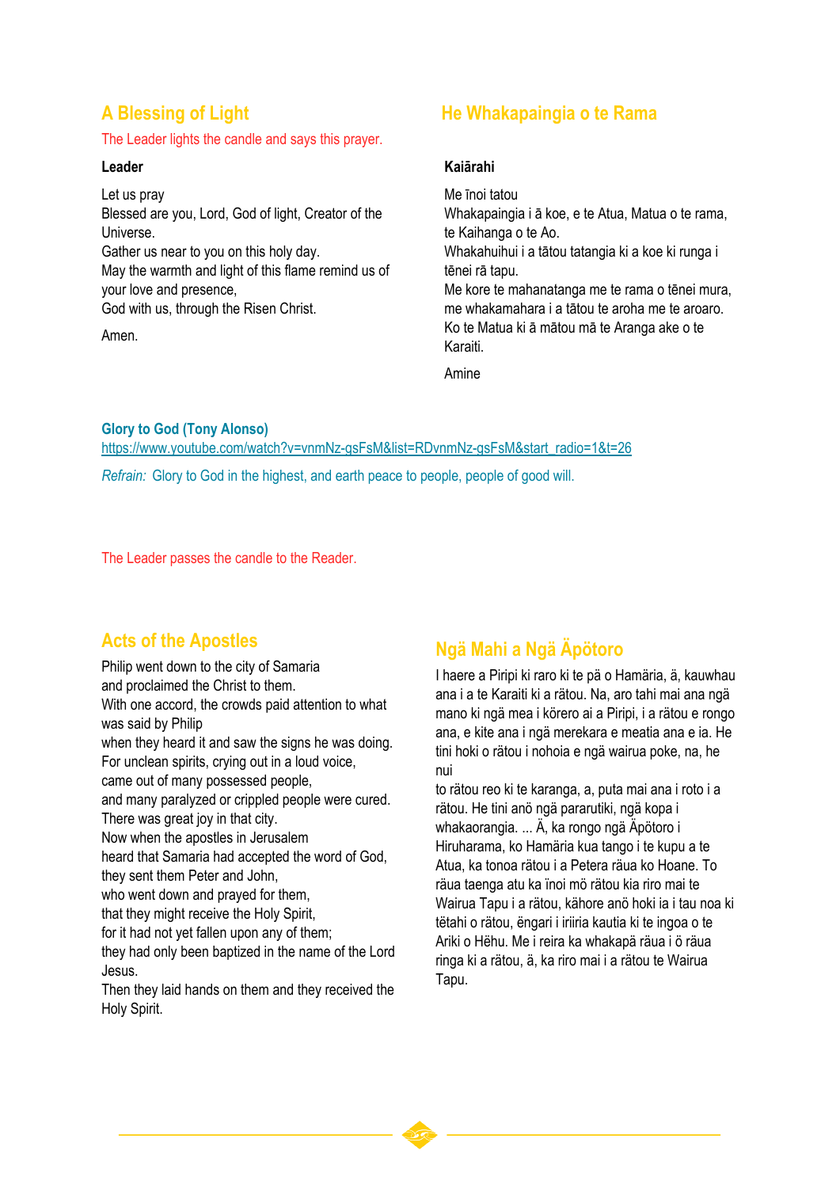## A Blessing of Light

The Leader lights the candle and says this prayer.

**Leader**

Let us pray
Blessed are you, Lord, God of light, Creator of the Universe.
Gather us near to you on this holy day.
May the warmth and light of this flame remind us of your love and presence,
God with us, through the Risen Christ.

Amen.

## He Whakapaingia o te Rama

**Kaiārahi**

Me īnoi tatou
Whakapaingia i ā koe, e te Atua, Matua o te rama, te Kaihanga o te Ao.
Whakahuihui i a tātou tatangia ki a koe ki runga i tēnei rā tapu.
Me kore te mahanatanga me te rama o tēnei mura, me whakamahara i a tātou te aroha me te aroaro.
Ko te Matua ki ā mātou mā te Aranga ake o te Karaiti.

Amine

**Glory to God (Tony Alonso)**
https://www.youtube.com/watch?v=vnmNz-gsFsM&list=RDvnmNz-gsFsM&start_radio=1&t=26

*Refrain:* Glory to God in the highest, and earth peace to people, people of good will.

The Leader passes the candle to the Reader.

## Acts of the Apostles

Philip went down to the city of Samaria
and proclaimed the Christ to them.
With one accord, the crowds paid attention to what was said by Philip
when they heard it and saw the signs he was doing.
For unclean spirits, crying out in a loud voice,
came out of many possessed people,
and many paralyzed or crippled people were cured.
There was great joy in that city.
Now when the apostles in Jerusalem
heard that Samaria had accepted the word of God,
they sent them Peter and John,
who went down and prayed for them,
that they might receive the Holy Spirit,
for it had not yet fallen upon any of them;
they had only been baptized in the name of the Lord Jesus.
Then they laid hands on them and they received the Holy Spirit.

## Ngä Mahi a Ngä Äpötoro

I haere a Piripi ki raro ki te pä o Hamäria, ä, kauwhau ana i a te Karaiti ki a rätou. Na, aro tahi mai ana ngä mano ki ngä mea i körero ai a Piripi, i a rätou e rongo ana, e kite ana i ngä merekara e meatia ana e ia. He tini hoki o rätou i nohoia e ngä wairua poke, na, he nui
to rätou reo ki te karanga, a, puta mai ana i roto i a rätou. He tini anö ngä pararutiki, ngä kopa i whakaorangia. ... Ä, ka rongo ngä Äpötoro i Hiruharama, ko Hamäria kua tango i te kupu a te Atua, ka tonoa rätou i a Petera räua ko Hoane. To räua taenga atu ka ïnoi mö rätou kia riro mai te Wairua Tapu i a rätou, kähore anö hoki ia i tau noa ki tëtahi o rätou, ëngari i iriiria kautia ki te ingoa o te Ariki o Hëhu. Me i reira ka whakapä räua i ö räua ringa ki a rätou, ä, ka riro mai i a rätou te Wairua Tapu.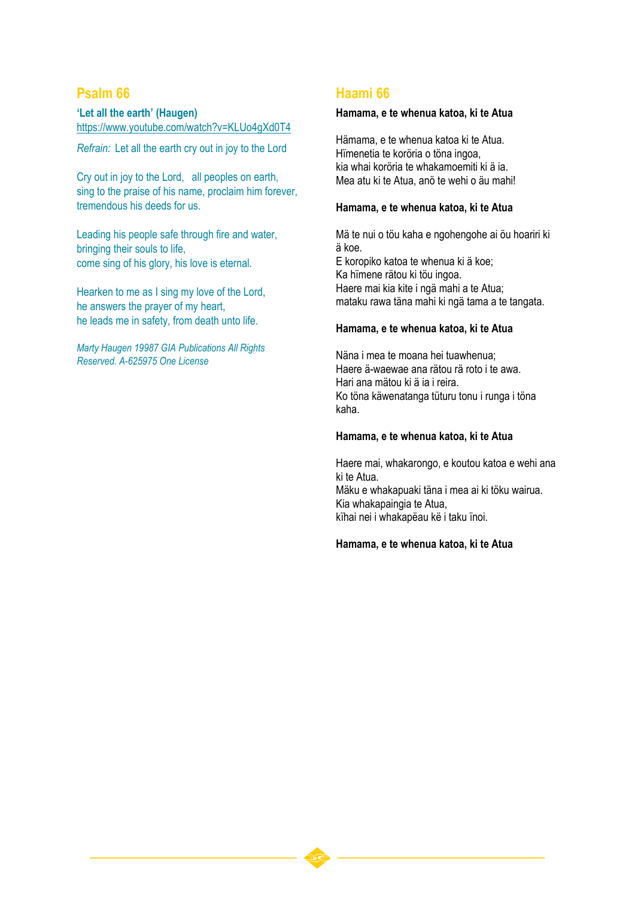## Psalm 66

**'Let all the earth' (Haugen)**
https://www.youtube.com/watch?v=KLUo4gXd0T4

*Refrain:* Let all the earth cry out in joy to the Lord

Cry out in joy to the Lord, all peoples on earth,
sing to the praise of his name, proclaim him forever,
tremendous his deeds for us.

Leading his people safe through fire and water,
bringing their souls to life,
come sing of his glory, his love is eternal.

Hearken to me as I sing my love of the Lord,
he answers the prayer of my heart,
he leads me in safety, from death unto life.

*Marty Haugen 19987 GIA Publications All Rights Reserved. A-625975 One License*

## Haami 66

**Hamama, e te whenua katoa, ki te Atua**

Hämama, e te whenua katoa ki te Atua.
Hïmenetia te koröria o töna ingoa,
kia whai koröria te whakamoemiti ki ä ia.
Mea atu ki te Atua, anö te wehi o äu mahi!

**Hamama, e te whenua katoa, ki te Atua**

Mä te nui o töu kaha e ngohengohe ai öu hoariri ki ä koe.
E koropiko katoa te whenua ki ä koe;
Ka hïmene rätou ki töu ingoa.
Haere mai kia kite i ngä mahi a te Atua;
mataku rawa täna mahi ki ngä tama a te tangata.

**Hamama, e te whenua katoa, ki te Atua**

Näna i mea te moana hei tuawhenua;
Haere ä-waewae ana rätou rä roto i te awa.
Hari ana mätou ki ä ia i reira.
Ko töna käwenatanga tüturu tonu i runga i töna kaha.

**Hamama, e te whenua katoa, ki te Atua**

Haere mai, whakarongo, e koutou katoa e wehi ana ki te Atua.
Mäku e whakapuaki täna i mea ai ki töku wairua.
Kia whakapaingia te Atua,
kïhai nei i whakapëau kë i taku ïnoi.

**Hamama, e te whenua katoa, ki te Atua**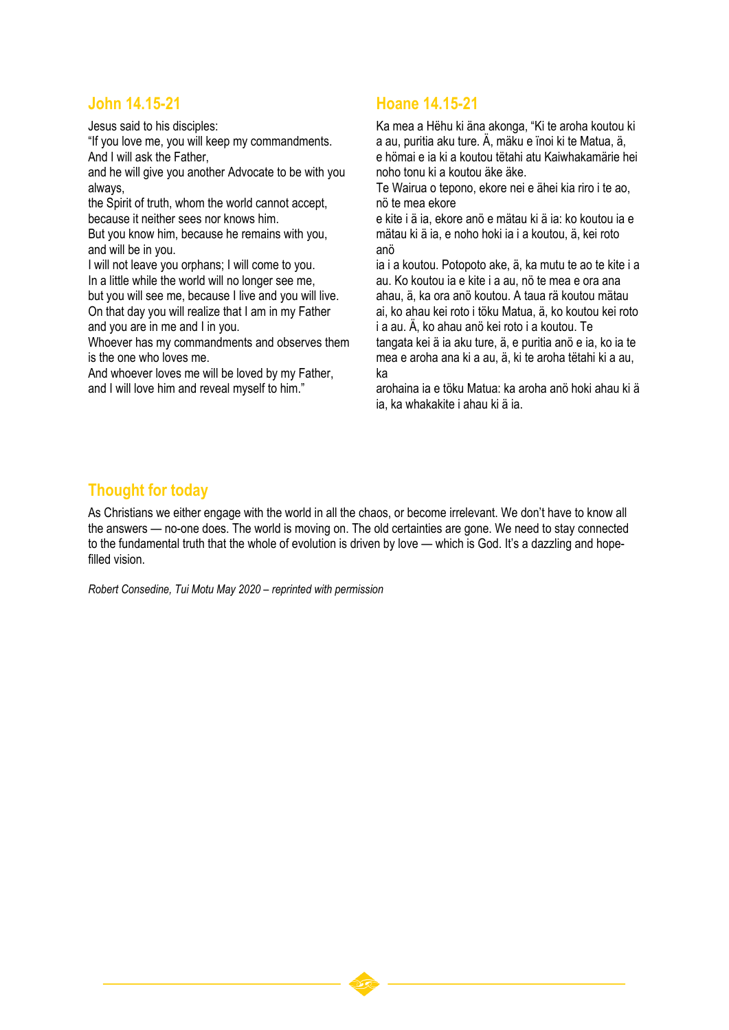## John 14.15-21

Jesus said to his disciples:
"If you love me, you will keep my commandments.
And I will ask the Father,
and he will give you another Advocate to be with you always,
the Spirit of truth, whom the world cannot accept,
because it neither sees nor knows him.
But you know him, because he remains with you,
and will be in you.
I will not leave you orphans; I will come to you.
In a little while the world will no longer see me,
but you will see me, because I live and you will live.
On that day you will realize that I am in my Father
and you are in me and I in you.
Whoever has my commandments and observes them
is the one who loves me.
And whoever loves me will be loved by my Father,
and I will love him and reveal myself to him."

## Hoane 14.15-21

Ka mea a Hëhu ki äna akonga, "Ki te aroha koutou ki a au, puritia aku ture. Ä, mäku e ïnoi ki te Matua, ä, e hömai e ia ki a koutou tëtahi atu Kaiwhakamärie hei noho tonu ki a koutou äke äke.
Te Wairua o tepono, ekore nei e ähei kia riro i te ao, nö te mea ekore
e kite i ä ia, ekore anö e mätau ki ä ia: ko koutou ia e mätau ki ä ia, e noho hoki ia i a koutou, ä, kei roto anö
ia i a koutou. Potopoto ake, ä, ka mutu te ao te kite i a au. Ko koutou ia e kite i a au, nö te mea e ora ana ahau, ä, ka ora anö koutou. A taua rä koutou mätau ai, ko ahau kei roto i töku Matua, ä, ko koutou kei roto i a au. Ä, ko ahau anö kei roto i a koutou. Te tangata kei ä ia aku ture, ä, e puritia anö e ia, ko ia te mea e aroha ana ki a au, ä, ki te aroha tëtahi ki a au, ka
arohaina ia e töku Matua: ka aroha anö hoki ahau ki ä ia, ka whakakite i ahau ki ä ia.

## Thought for today

As Christians we either engage with the world in all the chaos, or become irrelevant. We don't have to know all the answers — no-one does. The world is moving on. The old certainties are gone. We need to stay connected to the fundamental truth that the whole of evolution is driven by love — which is God. It's a dazzling and hope-filled vision.

*Robert Consedine, Tui Motu May 2020 – reprinted with permission*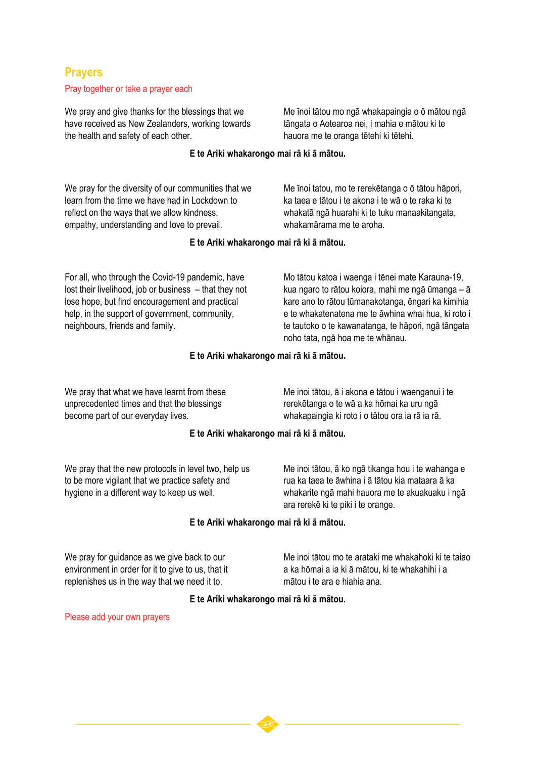## Prayers

Pray together or take a prayer each

We pray and give thanks for the blessings that we have received as New Zealanders, working towards the health and safety of each other.

Me īnoi tātou mo ngā whakapaingia o ō mātou ngā tāngata o Aotearoa nei, i mahia e mātou ki te hauora me te oranga tētehi ki tētehi.

**E te Ariki whakarongo mai rā ki ā mātou.**

We pray for the diversity of our communities that we learn from the time we have had in Lockdown to reflect on the ways that we allow kindness, empathy, understanding and love to prevail.

Me īnoi tatou, mo te rerekētanga o ō tātou hāpori, ka taea e tātou i te akona i te wā o te raka ki te whakatā ngā huarahi ki te tuku manaakitangata, whakamārama me te aroha.

**E te Ariki whakarongo mai rā ki ā mātou.**

For all, who through the Covid-19 pandemic, have lost their livelihood, job or business – that they not lose hope, but find encouragement and practical help, in the support of government, community, neighbours, friends and family.

Mo tātou katoa i waenga i tēnei mate Karauna-19, kua ngaro to rātou koiora, mahi me ngā ūmanga – ā kare ano to rātou tūmanakotanga, ēngari ka kimihia e te whakatenatena me te āwhina whai hua, ki roto i te tautoko o te kawanatanga, te hāpori, ngā tāngata noho tata, ngā hoa me te whānau.

**E te Ariki whakarongo mai rā ki ā mātou.**

We pray that what we have learnt from these unprecedented times and that the blessings become part of our everyday lives.

Me inoi tātou, ā i akona e tātou i waenganui i te rerekētanga o te wā a ka hōmai ka uru ngā whakapaingia ki roto i o tātou ora ia rā ia rā.

**E te Ariki whakarongo mai rā ki ā mātou.**

We pray that the new protocols in level two, help us to be more vigilant that we practice safety and hygiene in a different way to keep us well.

Me inoi tātou, ā ko ngā tikanga hou i te wahanga e rua ka taea te āwhina i ā tātou kia mataara ā ka whakarite ngā mahi hauora me te akuakuaku i ngā ara rerekē ki te piki i te orange.

**E te Ariki whakarongo mai rā ki ā mātou.**

We pray for guidance as we give back to our environment in order for it to give to us, that it replenishes us in the way that we need it to.

Me inoi tātou mo te arataki me whakahoki ki te taiao a ka hōmai a ia ki ā mātou, ki te whakahihi i a mātou i te ara e hiahia ana.

**E te Ariki whakarongo mai rā ki ā mātou.**

Please add your own prayers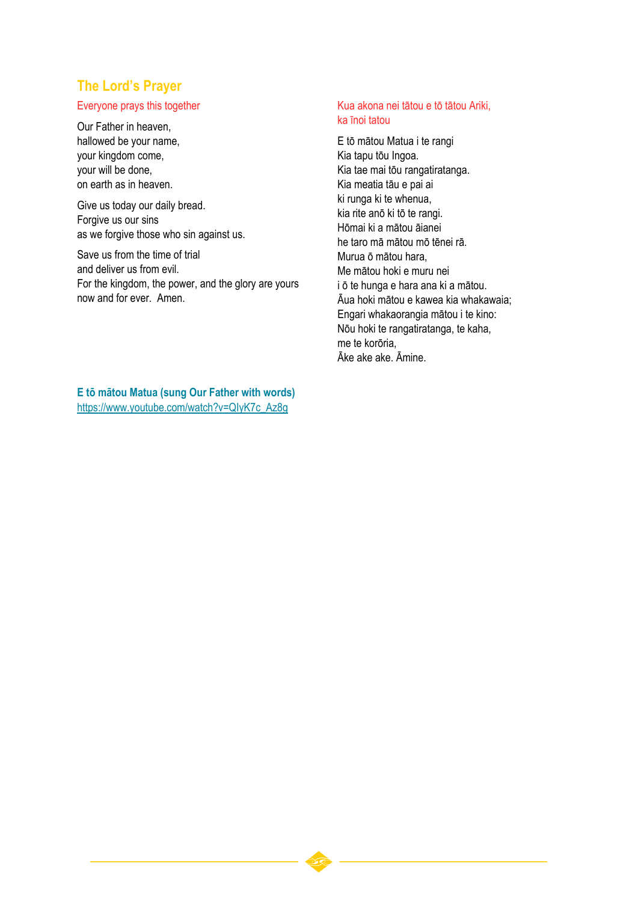## The Lord's Prayer

Everyone prays this together

Our Father in heaven,
hallowed be your name,
your kingdom come,
your will be done,
on earth as in heaven.

Give us today our daily bread.
Forgive us our sins
as we forgive those who sin against us.

Save us from the time of trial
and deliver us from evil.
For the kingdom, the power, and the glory are yours
now and for ever. Amen.

Kua akona nei tātou e tō tātou Ariki,
ka īnoi tatou

E tō mātou Matua i te rangi
Kia tapu tōu Ingoa.
Kia tae mai tōu rangatiratanga.
Kia meatia tāu e pai ai
ki runga ki te whenua,
kia rite anō ki tō te rangi.
Hōmai ki a mātou āianei
he taro mā mātou mō tēnei rā.
Murua ō mātou hara,
Me mātou hoki e muru nei
i ō te hunga e hara ana ki a mātou.
Āua hoki mātou e kawea kia whakawaia;
Engari whakaorangia mātou i te kino:
Nōu hoki te rangatiratanga, te kaha,
me te korōria,
Āke ake ake. Āmine.

**E tō mātou Matua (sung Our Father with words)**
https://www.youtube.com/watch?v=QIyK7c_Az8g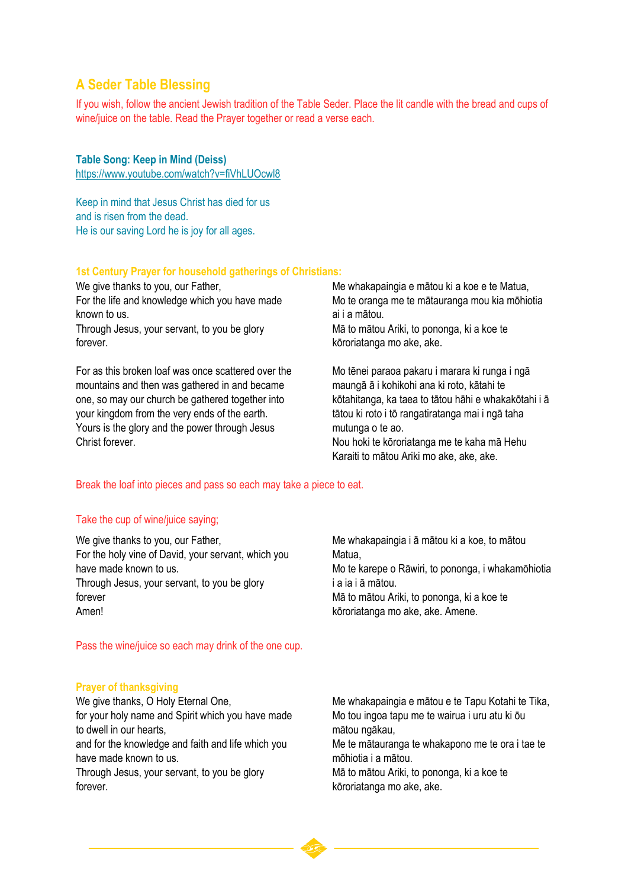## A Seder Table Blessing

If you wish, follow the ancient Jewish tradition of the Table Seder. Place the lit candle with the bread and cups of wine/juice on the table. Read the Prayer together or read a verse each.

**Table Song: Keep in Mind (Deiss)**
https://www.youtube.com/watch?v=fiVhLUOcwl8

Keep in mind that Jesus Christ has died for us
and is risen from the dead.
He is our saving Lord he is joy for all ages.

**1st Century Prayer for household gatherings of Christians:**

We give thanks to you, our Father,
For the life and knowledge which you have made known to us.
Through Jesus, your servant, to you be glory forever.

For as this broken loaf was once scattered over the mountains and then was gathered in and became one, so may our church be gathered together into your kingdom from the very ends of the earth.
Yours is the glory and the power through Jesus Christ forever.

Me whakapaingia e mātou ki a koe e te Matua,
Mo te oranga me te mātauranga mou kia mōhiotia ai i a mātou.
Mā to mātou Ariki, to pononga, ki a koe te kōroriatanga mo ake, ake.

Mo tēnei paraoa pakaru i marara ki runga i ngā maungā ā i kohikohi ana ki roto, kātahi te kōtahitanga, ka taea to tātou hāhi e whakakōtahi i ā tātou ki roto i tō rangatiratanga mai i ngā taha mutunga o te ao.
Nou hoki te kōroriatanga me te kaha mā Hehu Karaiti to mātou Ariki mo ake, ake, ake.

Break the loaf into pieces and pass so each may take a piece to eat.

Take the cup of wine/juice saying;

We give thanks to you, our Father,
For the holy vine of David, your servant, which you have made known to us.
Through Jesus, your servant, to you be glory forever
Amen!

Me whakapaingia i ā mātou ki a koe, to mātou Matua,
Mo te karepe o Rāwiri, to pononga, i whakamōhiotia i a ia i ā mātou.
Mā to mātou Ariki, to pononga, ki a koe te kōroriatanga mo ake, ake. Amene.

Pass the wine/juice so each may drink of the one cup.

**Prayer of thanksgiving**

We give thanks, O Holy Eternal One,
for your holy name and Spirit which you have made to dwell in our hearts,
and for the knowledge and faith and life which you have made known to us.
Through Jesus, your servant, to you be glory forever.

Me whakapaingia e mātou e te Tapu Kotahi te Tika,
Mo tou ingoa tapu me te wairua i uru atu ki ōu mātou ngākau,
Me te mātauranga te whakapono me te ora i tae te mōhiotia i a mātou.
Mā to mātou Ariki, to pononga, ki a koe te kōroriatanga mo ake, ake.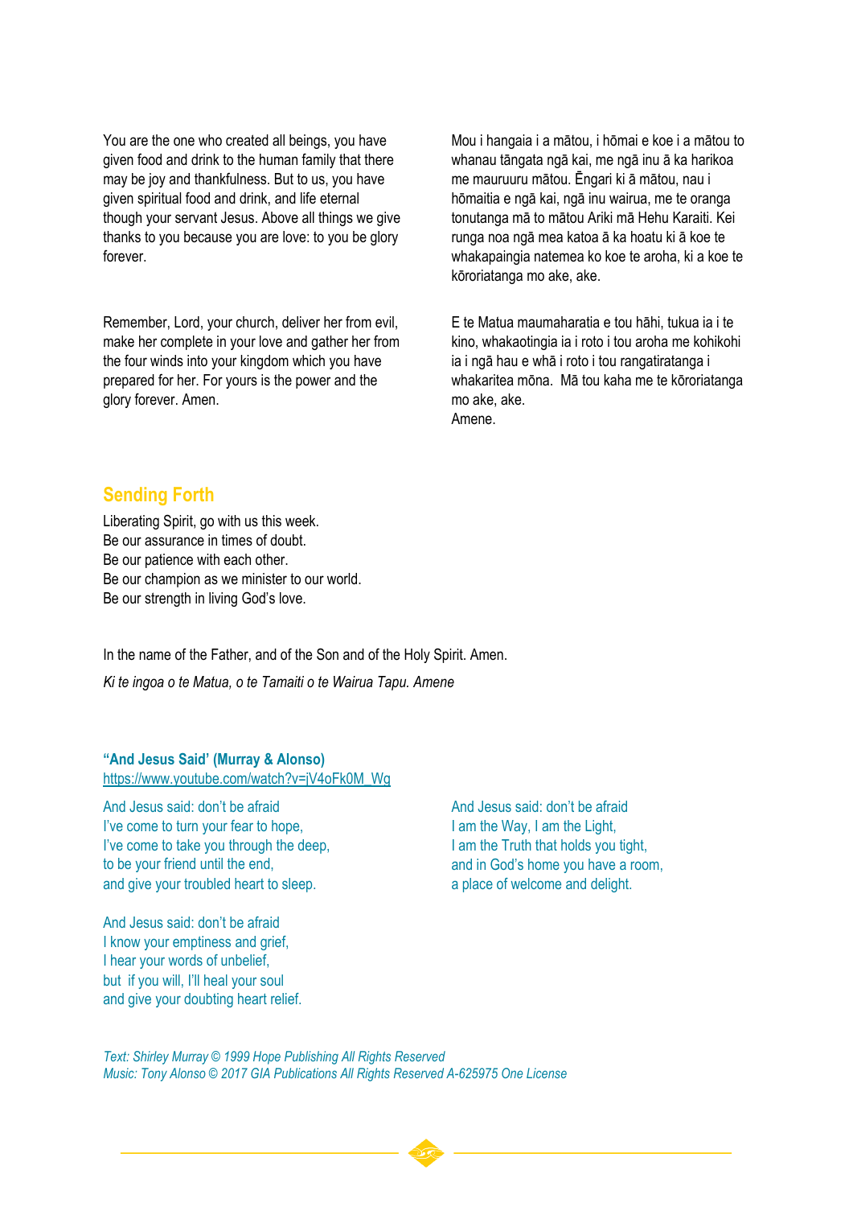You are the one who created all beings, you have given food and drink to the human family that there may be joy and thankfulness. But to us, you have given spiritual food and drink, and life eternal though your servant Jesus. Above all things we give thanks to you because you are love: to you be glory forever.

Mou i hangaia i a mātou, i hōmai e koe i a mātou to whanau tāngata ngā kai, me ngā inu ā ka harikoa me mauruuru mātou. Ēngari ki ā mātou, nau i hōmaitia e ngā kai, ngā inu wairua, me te oranga tonutanga mā to mātou Ariki mā Hehu Karaiti. Kei runga noa ngā mea katoa ā ka hoatu ki ā koe te whakapaingia natemea ko koe te aroha, ki a koe te kōroriatanga mo ake, ake.

Remember, Lord, your church, deliver her from evil, make her complete in your love and gather her from the four winds into your kingdom which you have prepared for her. For yours is the power and the glory forever. Amen.

E te Matua maumaharatia e tou hāhi, tukua ia i te kino, whakaotingia ia i roto i tou aroha me kohikohi ia i ngā hau e whā i roto i tou rangatiratanga i whakaritea mōna. Mā tou kaha me te kōroriatanga mo ake, ake.
Amene.

## Sending Forth

Liberating Spirit, go with us this week.
Be our assurance in times of doubt.
Be our patience with each other.
Be our champion as we minister to our world.
Be our strength in living God's love.

In the name of the Father, and of the Son and of the Holy Spirit. Amen.

*Ki te ingoa o te Matua, o te Tamaiti o te Wairua Tapu. Amene*

**"And Jesus Said' (Murray & Alonso)**
https://www.youtube.com/watch?v=jV4oFk0M_Wg

And Jesus said: don't be afraid
I've come to turn your fear to hope,
I've come to take you through the deep,
to be your friend until the end,
and give your troubled heart to sleep.

And Jesus said: don't be afraid
I know your emptiness and grief,
I hear your words of unbelief,
but if you will, I'll heal your soul
and give your doubting heart relief.

And Jesus said: don't be afraid
I am the Way, I am the Light,
I am the Truth that holds you tight,
and in God's home you have a room,
a place of welcome and delight.

*Text: Shirley Murray © 1999 Hope Publishing All Rights Reserved*
*Music: Tony Alonso © 2017 GIA Publications All Rights Reserved A-625975 One License*